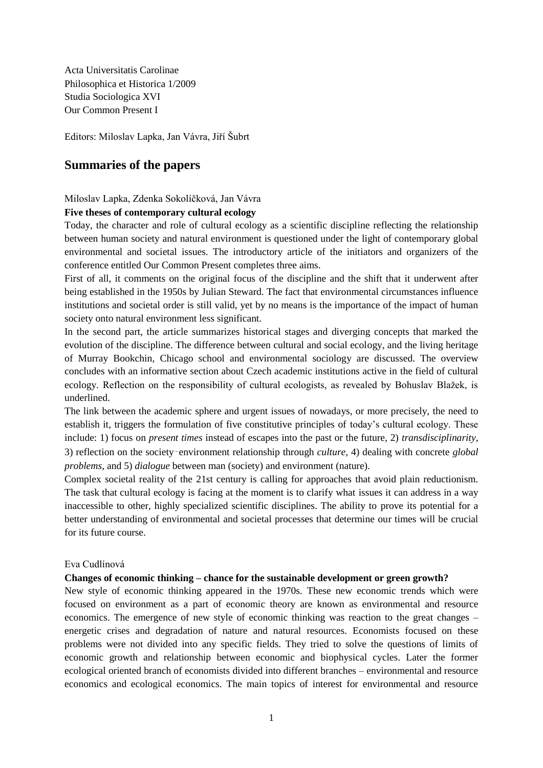Acta Universitatis Carolinae
Philosophica et Historica 1/2009
Studia Sociologica XVI
Our Common Present I

Editors: Miloslav Lapka, Jan Vávra, Jiří Šubrt

## Summaries of the papers

Miloslav Lapka, Zdenka Sokolíčková, Jan Vávra

**Five theses of contemporary cultural ecology**

Today, the character and role of cultural ecology as a scientific discipline reflecting the relationship between human society and natural environment is questioned under the light of contemporary global environmental and societal issues. The introductory article of the initiators and organizers of the conference entitled Our Common Present completes three aims.

First of all, it comments on the original focus of the discipline and the shift that it underwent after being established in the 1950s by Julian Steward. The fact that environmental circumstances influence institutions and societal order is still valid, yet by no means is the importance of the impact of human society onto natural environment less significant.

In the second part, the article summarizes historical stages and diverging concepts that marked the evolution of the discipline. The difference between cultural and social ecology, and the living heritage of Murray Bookchin, Chicago school and environmental sociology are discussed. The overview concludes with an informative section about Czech academic institutions active in the field of cultural ecology. Reflection on the responsibility of cultural ecologists, as revealed by Bohuslav Blažek, is underlined.

The link between the academic sphere and urgent issues of nowadays, or more precisely, the need to establish it, triggers the formulation of five constitutive principles of today's cultural ecology. These include: 1) focus on *present times* instead of escapes into the past or the future, 2) *transdisciplinarity*, 3) reflection on the society‑environment relationship through *culture*, 4) dealing with concrete *global problems*, and 5) *dialogue* between man (society) and environment (nature).

Complex societal reality of the 21st century is calling for approaches that avoid plain reductionism. The task that cultural ecology is facing at the moment is to clarify what issues it can address in a way inaccessible to other, highly specialized scientific disciplines. The ability to prove its potential for a better understanding of environmental and societal processes that determine our times will be crucial for its future course.

Eva Cudlínová

**Changes of economic thinking – chance for the sustainable development or green growth?**

New style of economic thinking appeared in the 1970s. These new economic trends which were focused on environment as a part of economic theory are known as environmental and resource economics. The emergence of new style of economic thinking was reaction to the great changes – energetic crises and degradation of nature and natural resources. Economists focused on these problems were not divided into any specific fields. They tried to solve the questions of limits of economic growth and relationship between economic and biophysical cycles. Later the former ecological oriented branch of economists divided into different branches – environmental and resource economics and ecological economics. The main topics of interest for environmental and resource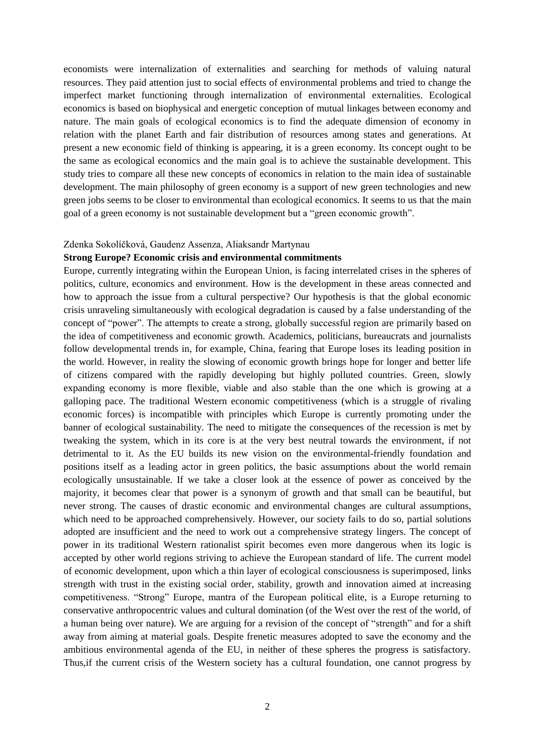economists were internalization of externalities and searching for methods of valuing natural resources. They paid attention just to social effects of environmental problems and tried to change the imperfect market functioning through internalization of environmental externalities. Ecological economics is based on biophysical and energetic conception of mutual linkages between economy and nature. The main goals of ecological economics is to find the adequate dimension of economy in relation with the planet Earth and fair distribution of resources among states and generations. At present a new economic field of thinking is appearing, it is a green economy. Its concept ought to be the same as ecological economics and the main goal is to achieve the sustainable development. This study tries to compare all these new concepts of economics in relation to the main idea of sustainable development. The main philosophy of green economy is a support of new green technologies and new green jobs seems to be closer to environmental than ecological economics. It seems to us that the main goal of a green economy is not sustainable development but a "green economic growth".

Zdenka Sokolíčková, Gaudenz Assenza, Aliaksandr Martynau

**Strong Europe? Economic crisis and environmental commitments**

Europe, currently integrating within the European Union, is facing interrelated crises in the spheres of politics, culture, economics and environment. How is the development in these areas connected and how to approach the issue from a cultural perspective? Our hypothesis is that the global economic crisis unraveling simultaneously with ecological degradation is caused by a false understanding of the concept of "power". The attempts to create a strong, globally successful region are primarily based on the idea of competitiveness and economic growth. Academics, politicians, bureaucrats and journalists follow developmental trends in, for example, China, fearing that Europe loses its leading position in the world. However, in reality the slowing of economic growth brings hope for longer and better life of citizens compared with the rapidly developing but highly polluted countries. Green, slowly expanding economy is more flexible, viable and also stable than the one which is growing at a galloping pace. The traditional Western economic competitiveness (which is a struggle of rivaling economic forces) is incompatible with principles which Europe is currently promoting under the banner of ecological sustainability. The need to mitigate the consequences of the recession is met by tweaking the system, which in its core is at the very best neutral towards the environment, if not detrimental to it. As the EU builds its new vision on the environmental-friendly foundation and positions itself as a leading actor in green politics, the basic assumptions about the world remain ecologically unsustainable. If we take a closer look at the essence of power as conceived by the majority, it becomes clear that power is a synonym of growth and that small can be beautiful, but never strong. The causes of drastic economic and environmental changes are cultural assumptions, which need to be approached comprehensively. However, our society fails to do so, partial solutions adopted are insufficient and the need to work out a comprehensive strategy lingers. The concept of power in its traditional Western rationalist spirit becomes even more dangerous when its logic is accepted by other world regions striving to achieve the European standard of life. The current model of economic development, upon which a thin layer of ecological consciousness is superimposed, links strength with trust in the existing social order, stability, growth and innovation aimed at increasing competitiveness. "Strong" Europe, mantra of the European political elite, is a Europe returning to conservative anthropocentric values and cultural domination (of the West over the rest of the world, of a human being over nature). We are arguing for a revision of the concept of "strength" and for a shift away from aiming at material goals. Despite frenetic measures adopted to save the economy and the ambitious environmental agenda of the EU, in neither of these spheres the progress is satisfactory. Thus,if the current crisis of the Western society has a cultural foundation, one cannot progress by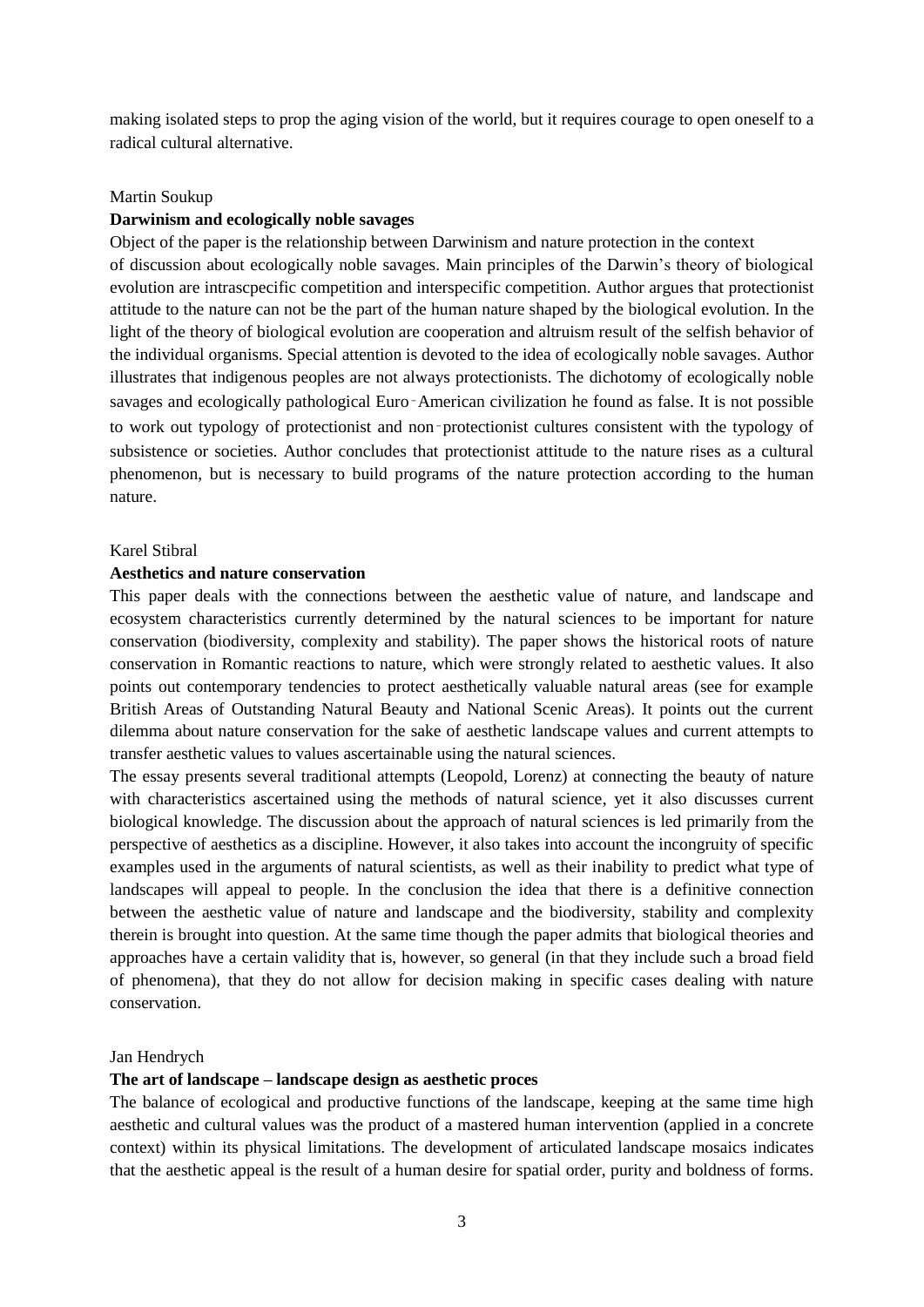making isolated steps to prop the aging vision of the world, but it requires courage to open oneself to a radical cultural alternative.

Martin Soukup

**Darwinism and ecologically noble savages**

Object of the paper is the relationship between Darwinism and nature protection in the context of discussion about ecologically noble savages. Main principles of the Darwin's theory of biological evolution are intrascpecific competition and interspecific competition. Author argues that protectionist attitude to the nature can not be the part of the human nature shaped by the biological evolution. In the light of the theory of biological evolution are cooperation and altruism result of the selfish behavior of the individual organisms. Special attention is devoted to the idea of ecologically noble savages. Author illustrates that indigenous peoples are not always protectionists. The dichotomy of ecologically noble savages and ecologically pathological Euro‑American civilization he found as false. It is not possible to work out typology of protectionist and non‑protectionist cultures consistent with the typology of subsistence or societies. Author concludes that protectionist attitude to the nature rises as a cultural phenomenon, but is necessary to build programs of the nature protection according to the human nature.

Karel Stibral

**Aesthetics and nature conservation**

This paper deals with the connections between the aesthetic value of nature, and landscape and ecosystem characteristics currently determined by the natural sciences to be important for nature conservation (biodiversity, complexity and stability). The paper shows the historical roots of nature conservation in Romantic reactions to nature, which were strongly related to aesthetic values. It also points out contemporary tendencies to protect aesthetically valuable natural areas (see for example British Areas of Outstanding Natural Beauty and National Scenic Areas). It points out the current dilemma about nature conservation for the sake of aesthetic landscape values and current attempts to transfer aesthetic values to values ascertainable using the natural sciences.

The essay presents several traditional attempts (Leopold, Lorenz) at connecting the beauty of nature with characteristics ascertained using the methods of natural science, yet it also discusses current biological knowledge. The discussion about the approach of natural sciences is led primarily from the perspective of aesthetics as a discipline. However, it also takes into account the incongruity of specific examples used in the arguments of natural scientists, as well as their inability to predict what type of landscapes will appeal to people. In the conclusion the idea that there is a definitive connection between the aesthetic value of nature and landscape and the biodiversity, stability and complexity therein is brought into question. At the same time though the paper admits that biological theories and approaches have a certain validity that is, however, so general (in that they include such a broad field of phenomena), that they do not allow for decision making in specific cases dealing with nature conservation.

Jan Hendrych

**The art of landscape – landscape design as aesthetic proces**

The balance of ecological and productive functions of the landscape, keeping at the same time high aesthetic and cultural values was the product of a mastered human intervention (applied in a concrete context) within its physical limitations. The development of articulated landscape mosaics indicates that the aesthetic appeal is the result of a human desire for spatial order, purity and boldness of forms.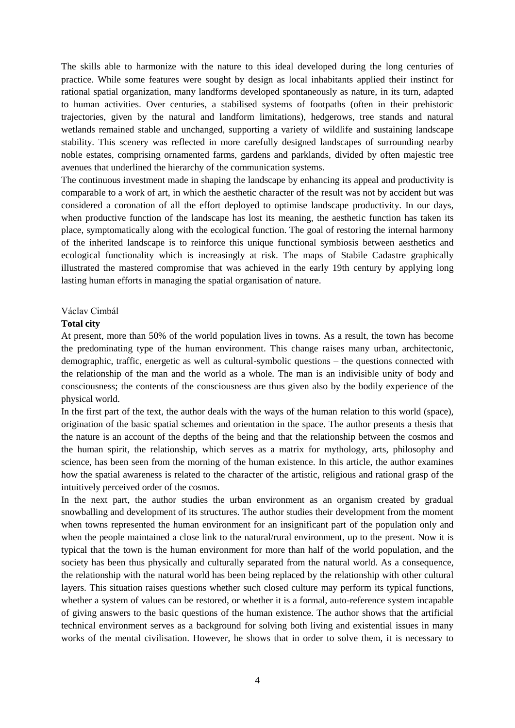The skills able to harmonize with the nature to this ideal developed during the long centuries of practice. While some features were sought by design as local inhabitants applied their instinct for rational spatial organization, many landforms developed spontaneously as nature, in its turn, adapted to human activities. Over centuries, a stabilised systems of footpaths (often in their prehistoric trajectories, given by the natural and landform limitations), hedgerows, tree stands and natural wetlands remained stable and unchanged, supporting a variety of wildlife and sustaining landscape stability. This scenery was reflected in more carefully designed landscapes of surrounding nearby noble estates, comprising ornamented farms, gardens and parklands, divided by often majestic tree avenues that underlined the hierarchy of the communication systems.

The continuous investment made in shaping the landscape by enhancing its appeal and productivity is comparable to a work of art, in which the aesthetic character of the result was not by accident but was considered a coronation of all the effort deployed to optimise landscape productivity. In our days, when productive function of the landscape has lost its meaning, the aesthetic function has taken its place, symptomatically along with the ecological function. The goal of restoring the internal harmony of the inherited landscape is to reinforce this unique functional symbiosis between aesthetics and ecological functionality which is increasingly at risk. The maps of Stabile Cadastre graphically illustrated the mastered compromise that was achieved in the early 19th century by applying long lasting human efforts in managing the spatial organisation of nature.

Václav Cimbál

**Total city**

At present, more than 50% of the world population lives in towns. As a result, the town has become the predominating type of the human environment. This change raises many urban, architectonic, demographic, traffic, energetic as well as cultural-symbolic questions – the questions connected with the relationship of the man and the world as a whole. The man is an indivisible unity of body and consciousness; the contents of the consciousness are thus given also by the bodily experience of the physical world.

In the first part of the text, the author deals with the ways of the human relation to this world (space), origination of the basic spatial schemes and orientation in the space. The author presents a thesis that the nature is an account of the depths of the being and that the relationship between the cosmos and the human spirit, the relationship, which serves as a matrix for mythology, arts, philosophy and science, has been seen from the morning of the human existence. In this article, the author examines how the spatial awareness is related to the character of the artistic, religious and rational grasp of the intuitively perceived order of the cosmos.

In the next part, the author studies the urban environment as an organism created by gradual snowballing and development of its structures. The author studies their development from the moment when towns represented the human environment for an insignificant part of the population only and when the people maintained a close link to the natural/rural environment, up to the present. Now it is typical that the town is the human environment for more than half of the world population, and the society has been thus physically and culturally separated from the natural world. As a consequence, the relationship with the natural world has been being replaced by the relationship with other cultural layers. This situation raises questions whether such closed culture may perform its typical functions, whether a system of values can be restored, or whether it is a formal, auto-reference system incapable of giving answers to the basic questions of the human existence. The author shows that the artificial technical environment serves as a background for solving both living and existential issues in many works of the mental civilisation. However, he shows that in order to solve them, it is necessary to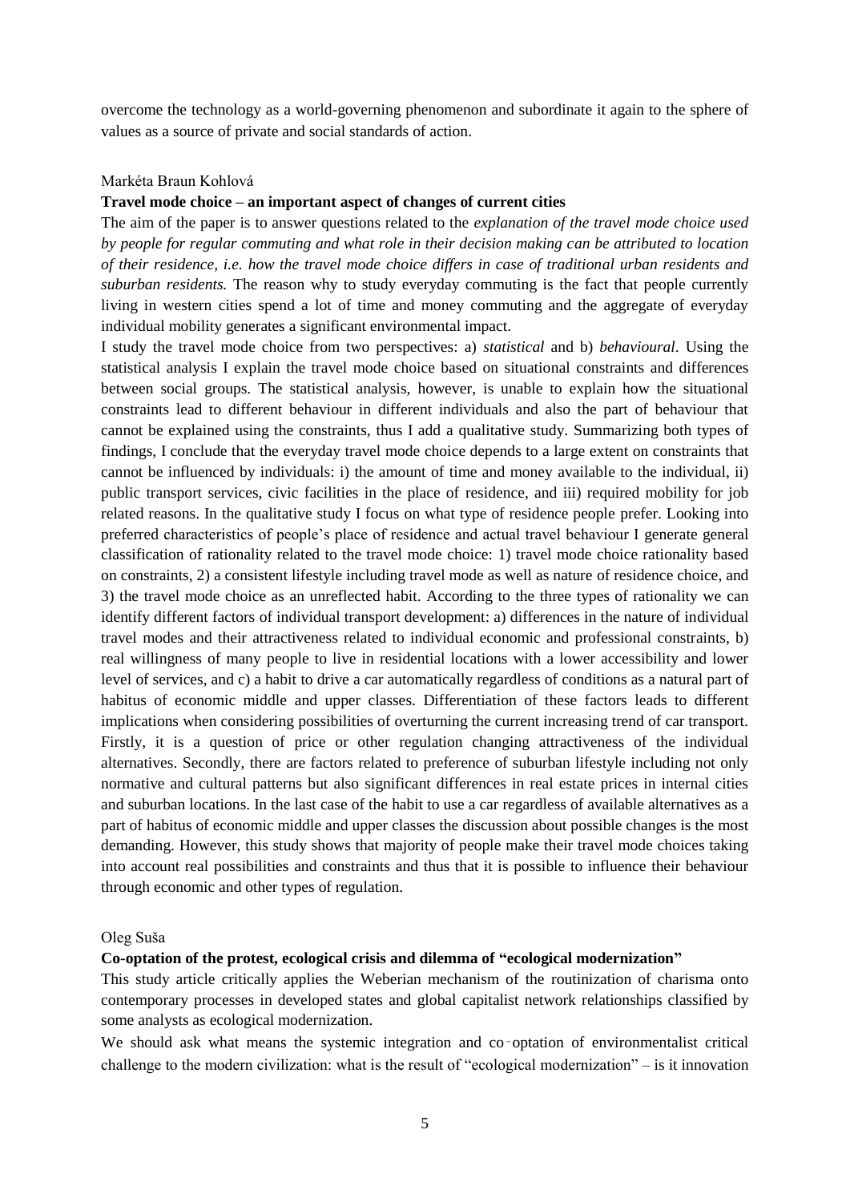overcome the technology as a world-governing phenomenon and subordinate it again to the sphere of values as a source of private and social standards of action.

Markéta Braun Kohlová

**Travel mode choice – an important aspect of changes of current cities**

The aim of the paper is to answer questions related to the *explanation of the travel mode choice used by people for regular commuting and what role in their decision making can be attributed to location of their residence, i.e. how the travel mode choice differs in case of traditional urban residents and suburban residents.* The reason why to study everyday commuting is the fact that people currently living in western cities spend a lot of time and money commuting and the aggregate of everyday individual mobility generates a significant environmental impact.

I study the travel mode choice from two perspectives: a) *statistical* and b) *behavioural*. Using the statistical analysis I explain the travel mode choice based on situational constraints and differences between social groups. The statistical analysis, however, is unable to explain how the situational constraints lead to different behaviour in different individuals and also the part of behaviour that cannot be explained using the constraints, thus I add a qualitative study. Summarizing both types of findings, I conclude that the everyday travel mode choice depends to a large extent on constraints that cannot be influenced by individuals: i) the amount of time and money available to the individual, ii) public transport services, civic facilities in the place of residence, and iii) required mobility for job related reasons. In the qualitative study I focus on what type of residence people prefer. Looking into preferred characteristics of people's place of residence and actual travel behaviour I generate general classification of rationality related to the travel mode choice: 1) travel mode choice rationality based on constraints, 2) a consistent lifestyle including travel mode as well as nature of residence choice, and 3) the travel mode choice as an unreflected habit. According to the three types of rationality we can identify different factors of individual transport development: a) differences in the nature of individual travel modes and their attractiveness related to individual economic and professional constraints, b) real willingness of many people to live in residential locations with a lower accessibility and lower level of services, and c) a habit to drive a car automatically regardless of conditions as a natural part of habitus of economic middle and upper classes. Differentiation of these factors leads to different implications when considering possibilities of overturning the current increasing trend of car transport. Firstly, it is a question of price or other regulation changing attractiveness of the individual alternatives. Secondly, there are factors related to preference of suburban lifestyle including not only normative and cultural patterns but also significant differences in real estate prices in internal cities and suburban locations. In the last case of the habit to use a car regardless of available alternatives as a part of habitus of economic middle and upper classes the discussion about possible changes is the most demanding. However, this study shows that majority of people make their travel mode choices taking into account real possibilities and constraints and thus that it is possible to influence their behaviour through economic and other types of regulation.

Oleg Suša

**Co-optation of the protest, ecological crisis and dilemma of "ecological modernization"**

This study article critically applies the Weberian mechanism of the routinization of charisma onto contemporary processes in developed states and global capitalist network relationships classified by some analysts as ecological modernization.

We should ask what means the systemic integration and co-optation of environmentalist critical challenge to the modern civilization: what is the result of "ecological modernization" – is it innovation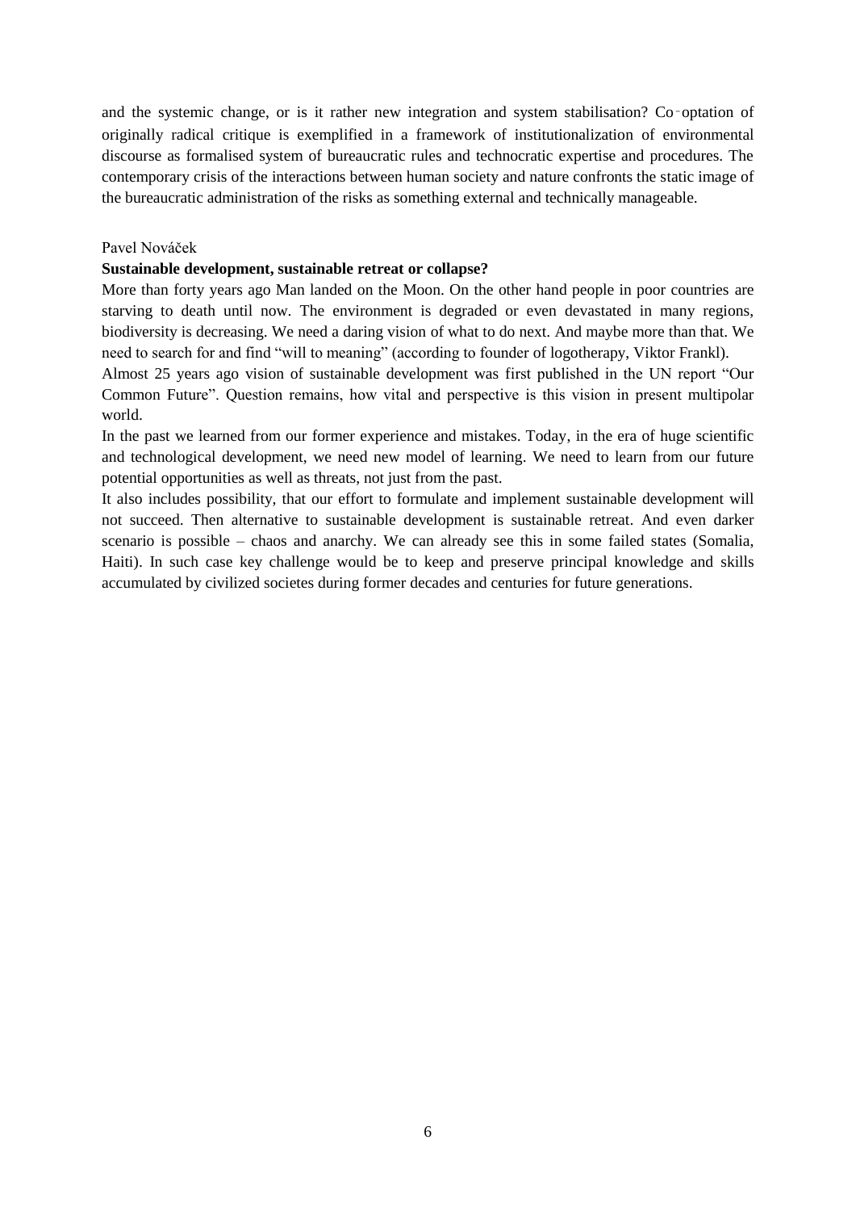and the systemic change, or is it rather new integration and system stabilisation? Co‑optation of originally radical critique is exemplified in a framework of institutionalization of environmental discourse as formalised system of bureaucratic rules and technocratic expertise and procedures. The contemporary crisis of the interactions between human society and nature confronts the static image of the bureaucratic administration of the risks as something external and technically manageable.

Pavel Nováček

**Sustainable development, sustainable retreat or collapse?**

More than forty years ago Man landed on the Moon. On the other hand people in poor countries are starving to death until now. The environment is degraded or even devastated in many regions, biodiversity is decreasing. We need a daring vision of what to do next. And maybe more than that. We need to search for and find "will to meaning" (according to founder of logotherapy, Viktor Frankl).

Almost 25 years ago vision of sustainable development was first published in the UN report "Our Common Future". Question remains, how vital and perspective is this vision in present multipolar world.

In the past we learned from our former experience and mistakes. Today, in the era of huge scientific and technological development, we need new model of learning. We need to learn from our future potential opportunities as well as threats, not just from the past.

It also includes possibility, that our effort to formulate and implement sustainable development will not succeed. Then alternative to sustainable development is sustainable retreat. And even darker scenario is possible – chaos and anarchy. We can already see this in some failed states (Somalia, Haiti). In such case key challenge would be to keep and preserve principal knowledge and skills accumulated by civilized societes during former decades and centuries for future generations.